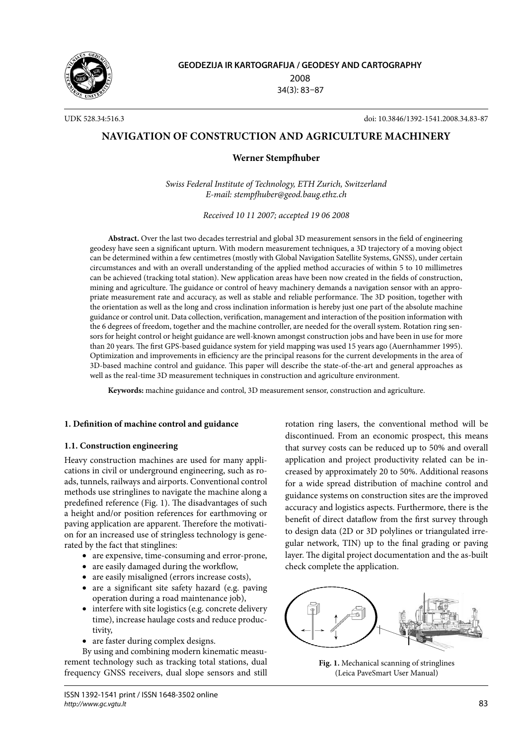UDK 528.34:516.3

doi: 10.3846/1392-1541.2008.34.83-87

# NAVIGATION OF CONSTRUCTION AND AGRICULTURE MACHINERY

**Werner Stempfhuber**

*Swiss Federal Institute of Technology, ETH Zurich, Switzerland*
*E-mail: stempfhuber@geod.baug.ethz.ch*

*Received 10 11 2007; accepted 19 06 2008*

**Abstract.** Over the last two decades terrestrial and global 3D measurement sensors in the field of engineering geodesy have seen a significant upturn. With modern measurement techniques, a 3D trajectory of a moving object can be determined within a few centimetres (mostly with Global Navigation Satellite Systems, GNSS), under certain circumstances and with an overall understanding of the applied method accuracies of within 5 to 10 millimetres can be achieved (tracking total station). New application areas have been now created in the fields of construction, mining and agriculture. The guidance or control of heavy machinery demands a navigation sensor with an appropriate measurement rate and accuracy, as well as stable and reliable performance. The 3D position, together with the orientation as well as the long and cross inclination information is hereby just one part of the absolute machine guidance or control unit. Data collection, verification, management and interaction of the position information with the 6 degrees of freedom, together and the machine controller, are needed for the overall system. Rotation ring sensors for height control or height guidance are well-known amongst construction jobs and have been in use for more than 20 years. The first GPS-based guidance system for yield mapping was used 15 years ago (Auernhammer 1995). Optimization and improvements in efficiency are the principal reasons for the current developments in the area of 3D-based machine control and guidance. This paper will describe the state-of-the-art and general approaches as well as the real-time 3D measurement techniques in construction and agriculture environment.

**Keywords:** machine guidance and control, 3D measurement sensor, construction and agriculture.

## 1. Definition of machine control and guidance

### 1.1. Construction engineering

Heavy construction machines are used for many applications in civil or underground engineering, such as roads, tunnels, railways and airports. Conventional control methods use stringlines to navigate the machine along a predefined reference (Fig. 1). The disadvantages of such a height and/or position references for earthmoving or paving application are apparent. Therefore the motivation for an increased use of stringless technology is generated by the fact that stinglines:

- are expensive, time-consuming and error-prone,
- are easily damaged during the workflow,
- are easily misaligned (errors increase costs),
- are a significant site safety hazard (e.g. paving operation during a road maintenance job),
- interfere with site logistics (e.g. concrete delivery time), increase haulage costs and reduce productivity,
- are faster during complex designs.

By using and combining modern kinematic measurement technology such as tracking total stations, dual frequency GNSS receivers, dual slope sensors and still rotation ring lasers, the conventional method will be discontinued. From an economic prospect, this means that survey costs can be reduced up to 50% and overall application and project productivity related can be increased by approximately 20 to 50%. Additional reasons for a wide spread distribution of machine control and guidance systems on construction sites are the improved accuracy and logistics aspects. Furthermore, there is the benefit of direct dataflow from the first survey through to design data (2D or 3D polylines or triangulated irregular network, TIN) up to the final grading or paving layer. The digital project documentation and the as-built check complete the application.

**Fig. 1.** Mechanical scanning of stringlines (Leica PaveSmart User Manual)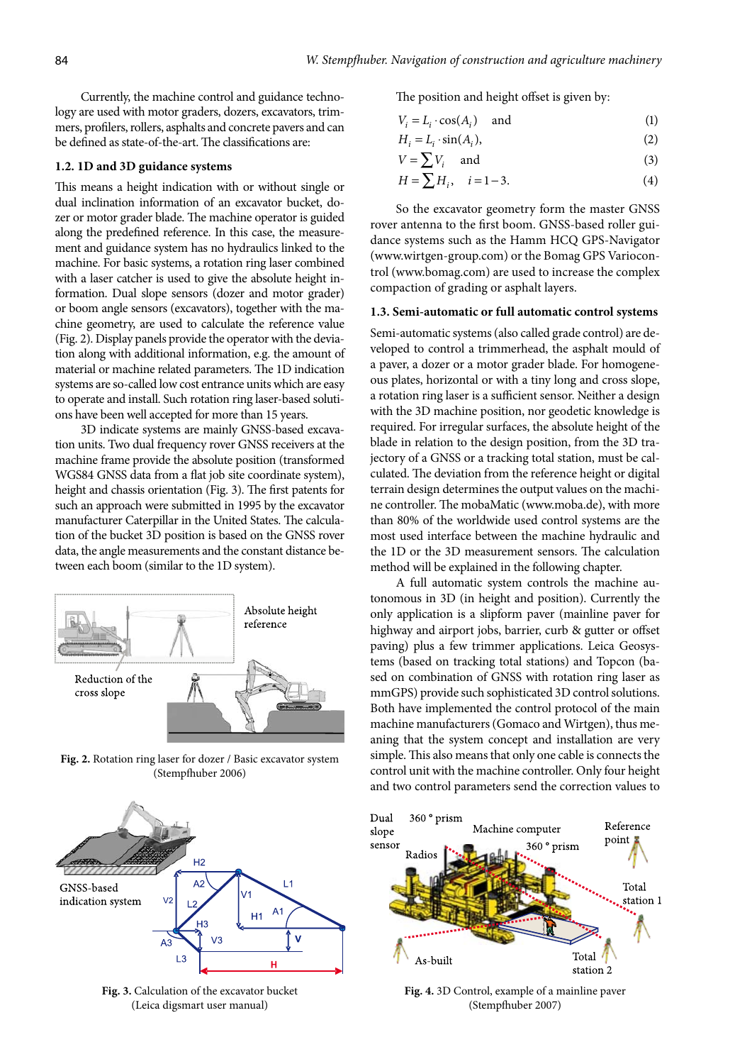Currently, the machine control and guidance technology are used with motor graders, dozers, excavators, trimmers, profilers, rollers, asphalts and concrete pavers and can be defined as state-of-the-art. The classifications are:

### 1.2. 1D and 3D guidance systems

This means a height indication with or without single or dual inclination information of an excavator bucket, dozer or motor grader blade. The machine operator is guided along the predefined reference. In this case, the measurement and guidance system has no hydraulics linked to the machine. For basic systems, a rotation ring laser combined with a laser catcher is used to give the absolute height information. Dual slope sensors (dozer and motor grader) or boom angle sensors (excavators), together with the machine geometry, are used to calculate the reference value (Fig. 2). Display panels provide the operator with the deviation along with additional information, e.g. the amount of material or machine related parameters. The 1D indication systems are so-called low cost entrance units which are easy to operate and install. Such rotation ring laser-based solutions have been well accepted for more than 15 years.

3D indicate systems are mainly GNSS-based excavation units. Two dual frequency rover GNSS receivers at the machine frame provide the absolute position (transformed WGS84 GNSS data from a flat job site coordinate system), height and chassis orientation (Fig. 3). The first patents for such an approach were submitted in 1995 by the excavator manufacturer Caterpillar in the United States. The calculation of the bucket 3D position is based on the GNSS rover data, the angle measurements and the constant distance between each boom (similar to the 1D system).

Absolute height reference

Reduction of the cross slope

**Fig. 2.** Rotation ring laser for dozer / Basic excavator system (Stempfhuber 2006)

GNSS-based indication system

**Fig. 3.** Calculation of the excavator bucket (Leica digsmart user manual)

The position and height offset is given by:

$$V_i = L_i \cdot \cos(A_i) \quad \text{and} \tag{1}$$

$$H_i = L_i \cdot \sin(A_i), \tag{2}$$

$$V = \sum V_i \quad \text{and} \tag{3}$$

$$H = \sum H_i, \quad i = 1-3. \tag{4}$$

So the excavator geometry form the master GNSS rover antenna to the first boom. GNSS-based roller guidance systems such as the Hamm HCQ GPS-Navigator (www.wirtgen-group.com) or the Bomag GPS Variocontrol (www.bomag.com) are used to increase the complex compaction of grading or asphalt layers.

### 1.3. Semi-automatic or full automatic control systems

Semi-automatic systems (also called grade control) are developed to control a trimmerhead, the asphalt mould of a paver, a dozer or a motor grader blade. For homogeneous plates, horizontal or with a tiny long and cross slope, a rotation ring laser is a sufficient sensor. Neither a design with the 3D machine position, nor geodetic knowledge is required. For irregular surfaces, the absolute height of the blade in relation to the design position, from the 3D trajectory of a GNSS or a tracking total station, must be calculated. The deviation from the reference height or digital terrain design determines the output values on the machine controller. The mobaMatic (www.moba.de), with more than 80% of the worldwide used control systems are the most used interface between the machine hydraulic and the 1D or the 3D measurement sensors. The calculation method will be explained in the following chapter.

A full automatic system controls the machine autonomous in 3D (in height and position). Currently the only application is a slipform paver (mainline paver for highway and airport jobs, barrier, curb & gutter or offset paving) plus a few trimmer applications. Leica Geosystems (based on tracking total stations) and Topcon (based on combination of GNSS with rotation ring laser as mmGPS) provide such sophisticated 3D control solutions. Both have implemented the control protocol of the main machine manufacturers (Gomaco and Wirtgen), thus meaning that the system concept and installation are very simple. This also means that only one cable is connects the control unit with the machine controller. Only four height and two control parameters send the correction values to

**Fig. 4.** 3D Control, example of a mainline paver (Stempfhuber 2007)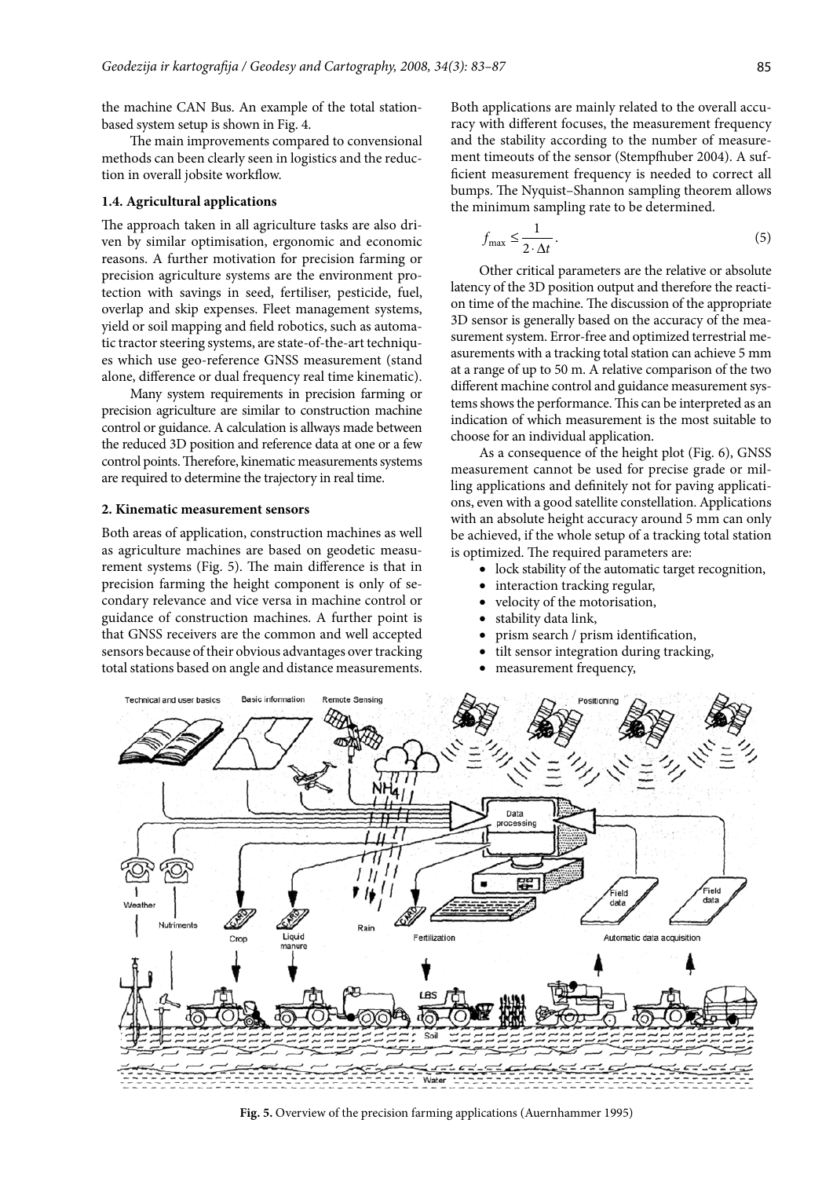the machine CAN Bus. An example of the total station-based system setup is shown in Fig. 4.

The main improvements compared to convensional methods can been clearly seen in logistics and the reduction in overall jobsite workflow.

### 1.4. Agricultural applications

The approach taken in all agriculture tasks are also driven by similar optimisation, ergonomic and economic reasons. A further motivation for precision farming or precision agriculture systems are the environment protection with savings in seed, fertiliser, pesticide, fuel, overlap and skip expenses. Fleet management systems, yield or soil mapping and field robotics, such as automatic tractor steering systems, are state-of-the-art techniques which use geo-reference GNSS measurement (stand alone, difference or dual frequency real time kinematic).

Many system requirements in precision farming or precision agriculture are similar to construction machine control or guidance. A calculation is allways made between the reduced 3D position and reference data at one or a few control points. Therefore, kinematic measurements systems are required to determine the trajectory in real time.

## 2. Kinematic measurement sensors

Both areas of application, construction machines as well as agriculture machines are based on geodetic measurement systems (Fig. 5). The main difference is that in precision farming the height component is only of secondary relevance and vice versa in machine control or guidance of construction machines. A further point is that GNSS receivers are the common and well accepted sensors because of their obvious advantages over tracking total stations based on angle and distance measurements. Both applications are mainly related to the overall accuracy with different focuses, the measurement frequency and the stability according to the number of measurement timeouts of the sensor (Stempfhuber 2004). A sufficient measurement frequency is needed to correct all bumps. The Nyquist–Shannon sampling theorem allows the minimum sampling rate to be determined.

$$f_{\max} \leq \frac{1}{2 \cdot \Delta t}. \quad (5)$$

Other critical parameters are the relative or absolute latency of the 3D position output and therefore the reaction time of the machine. The discussion of the appropriate 3D sensor is generally based on the accuracy of the measurement system. Error-free and optimized terrestrial measurements with a tracking total station can achieve 5 mm at a range of up to 50 m. A relative comparison of the two different machine control and guidance measurement systems shows the performance. This can be interpreted as an indication of which measurement is the most suitable to choose for an individual application.

As a consequence of the height plot (Fig. 6), GNSS measurement cannot be used for precise grade or milling applications and definitely not for paving applications, even with a good satellite constellation. Applications with an absolute height accuracy around 5 mm can only be achieved, if the whole setup of a tracking total station is optimized. The required parameters are:

- lock stability of the automatic target recognition,
- interaction tracking regular,
- velocity of the motorisation,
- stability data link,
- prism search / prism identification,
- tilt sensor integration during tracking,
- measurement frequency,

**Fig. 5.** Overview of the precision farming applications (Auernhammer 1995)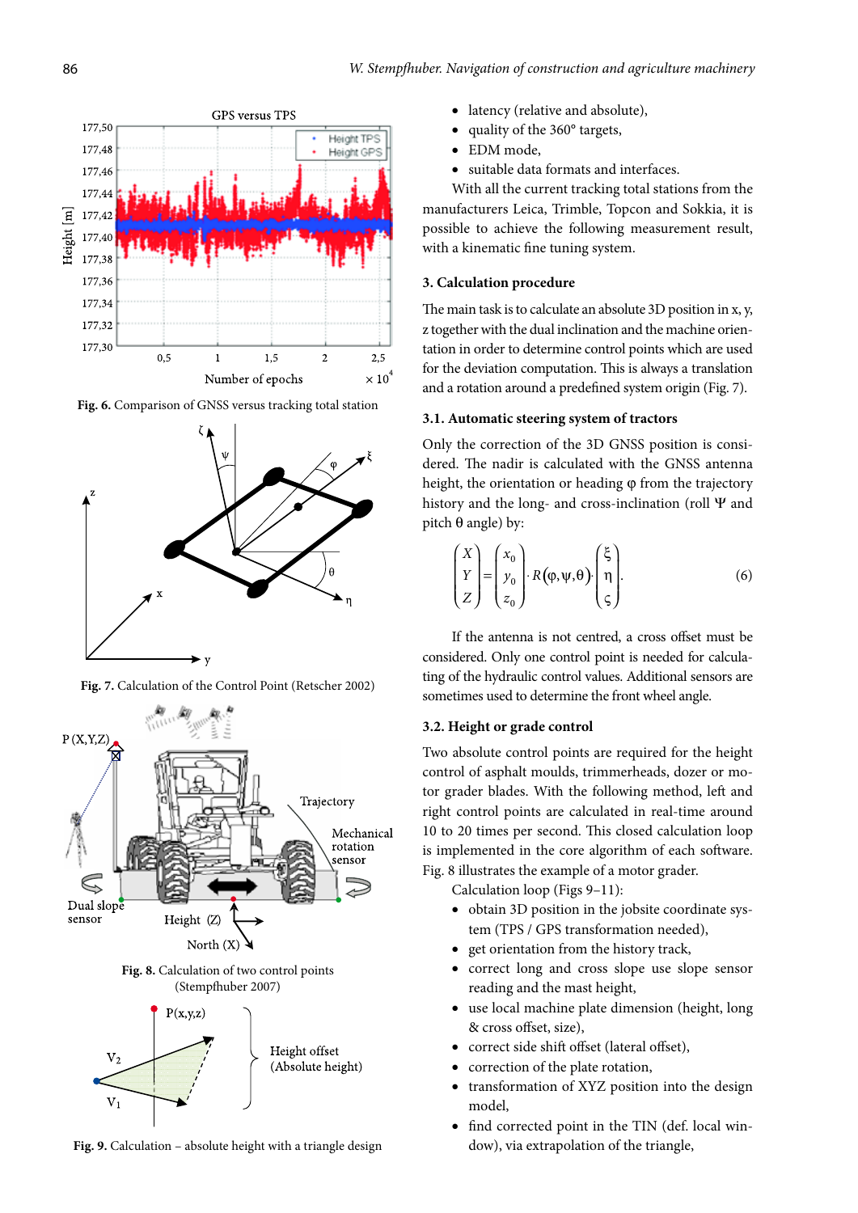Fig. 6. Comparison of GNSS versus tracking total station

Fig. 7. Calculation of the Control Point (Retscher 2002)

Fig. 8. Calculation of two control points (Stempfhuber 2007)

Fig. 9. Calculation – absolute height with a triangle design

- latency (relative and absolute),
- quality of the 360° targets,
- EDM mode,
- suitable data formats and interfaces.

With all the current tracking total stations from the manufacturers Leica, Trimble, Topcon and Sokkia, it is possible to achieve the following measurement result, with a kinematic fine tuning system.

## 3. Calculation procedure

The main task is to calculate an absolute 3D position in x, y, z together with the dual inclination and the machine orientation in order to determine control points which are used for the deviation computation. This is always a translation and a rotation around a predefined system origin (Fig. 7).

### 3.1. Automatic steering system of tractors

Only the correction of the 3D GNSS position is considered. The nadir is calculated with the GNSS antenna height, the orientation or heading $\varphi$ from the trajectory history and the long- and cross-inclination (roll $\Psi$ and pitch $\theta$ angle) by:

$$\begin{pmatrix} X \\ Y \\ Z \end{pmatrix} = \begin{pmatrix} x_0 \\ y_0 \\ z_0 \end{pmatrix} \cdot R(\varphi, \psi, \theta) \cdot \begin{pmatrix} \xi \\ \eta \\ \varsigma \end{pmatrix}. \quad (6)$$

If the antenna is not centred, a cross offset must be considered. Only one control point is needed for calculating of the hydraulic control values. Additional sensors are sometimes used to determine the front wheel angle.

### 3.2. Height or grade control

Two absolute control points are required for the height control of asphalt moulds, trimmerheads, dozer or motor grader blades. With the following method, left and right control points are calculated in real-time around 10 to 20 times per second. This closed calculation loop is implemented in the core algorithm of each software. Fig. 8 illustrates the example of a motor grader.

Calculation loop (Figs 9–11):

- obtain 3D position in the jobsite coordinate system (TPS / GPS transformation needed),
- get orientation from the history track,
- correct long and cross slope use slope sensor reading and the mast height,
- use local machine plate dimension (height, long & cross offset, size),
- correct side shift offset (lateral offset),
- correction of the plate rotation,
- transformation of XYZ position into the design model,
- find corrected point in the TIN (def. local window), via extrapolation of the triangle,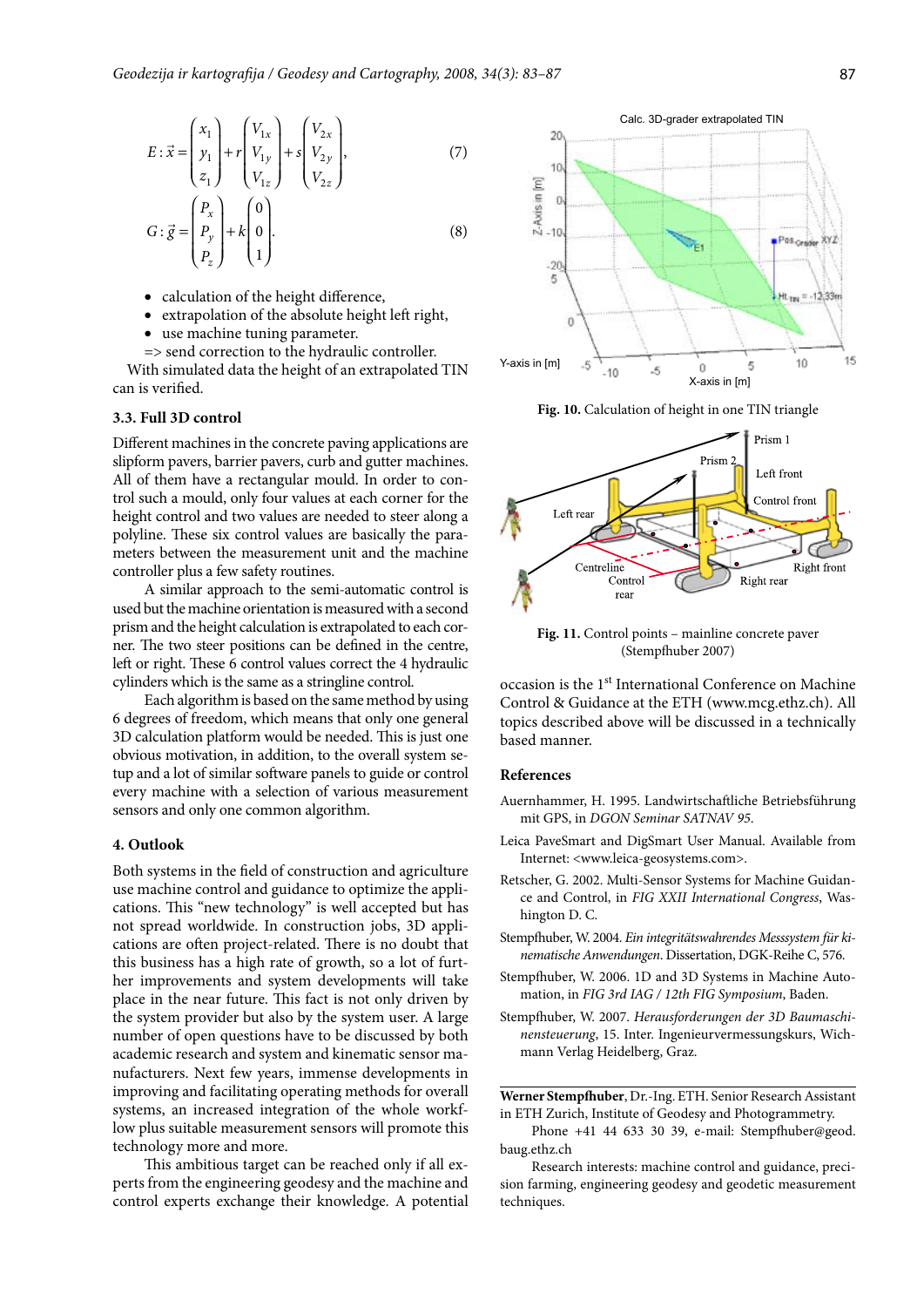$$E : \vec{x} = \begin{pmatrix} x_1 \\ y_1 \\ z_1 \end{pmatrix} + r \begin{pmatrix} V_{1x} \\ V_{1y} \\ V_{1z} \end{pmatrix} + s \begin{pmatrix} V_{2x} \\ V_{2y} \\ V_{2z} \end{pmatrix}, \tag{7}$$

$$G : \vec{g} = \begin{pmatrix} P_x \\ P_y \\ P_z \end{pmatrix} + k \begin{pmatrix} 0 \\ 0 \\ 1 \end{pmatrix}. \tag{8}$$

- calculation of the height difference,
- extrapolation of the absolute height left right,
- use machine tuning parameter.

=> send correction to the hydraulic controller.

With simulated data the height of an extrapolated TIN can is verified.

### 3.3. Full 3D control

Different machines in the concrete paving applications are slipform pavers, barrier pavers, curb and gutter machines. All of them have a rectangular mould. In order to control such a mould, only four values at each corner for the height control and two values are needed to steer along a polyline. These six control values are basically the parameters between the measurement unit and the machine controller plus a few safety routines.

A similar approach to the semi-automatic control is used but the machine orientation is measured with a second prism and the height calculation is extrapolated to each corner. The two steer positions can be defined in the centre, left or right. These 6 control values correct the 4 hydraulic cylinders which is the same as a stringline control.

Each algorithm is based on the same method by using 6 degrees of freedom, which means that only one general 3D calculation platform would be needed. This is just one obvious motivation, in addition, to the overall system setup and a lot of similar software panels to guide or control every machine with a selection of various measurement sensors and only one common algorithm.

## 4. Outlook

Both systems in the field of construction and agriculture use machine control and guidance to optimize the applications. This "new technology" is well accepted but has not spread worldwide. In construction jobs, 3D applications are often project-related. There is no doubt that this business has a high rate of growth, so a lot of further improvements and system developments will take place in the near future. This fact is not only driven by the system provider but also by the system user. A large number of open questions have to be discussed by both academic research and system and kinematic sensor manufacturers. Next few years, immense developments in improving and facilitating operating methods for overall systems, an increased integration of the whole workflow plus suitable measurement sensors will promote this technology more and more.

This ambitious target can be reached only if all experts from the engineering geodesy and the machine and control experts exchange their knowledge. A potential occasion is the 1st International Conference on Machine Control & Guidance at the ETH (www.mcg.ethz.ch). All topics described above will be discussed in a technically based manner.

Calc. 3D-grader extrapolated TIN
Z-Axis in [m]
Y-axis in [m]
X-axis in [m]
E1
Pos Grader XYZ
Ht TIN = -12.33m

**Fig. 10.** Calculation of height in one TIN triangle

Prism 1
Prism 2
Left front
Control front
Left rear
Centreline
Control rear
Right rear
Right front

**Fig. 11.** Control points – mainline concrete paver (Stempfhuber 2007)

## References

Auernhammer, H. 1995. Landwirtschaftliche Betriebsführung mit GPS, in *DGON Seminar SATNAV 95*.

Leica PaveSmart and DigSmart User Manual. Available from Internet: <www.leica-geosystems.com>.

Retscher, G. 2002. Multi-Sensor Systems for Machine Guidance and Control, in *FIG XXII International Congress*, Washington D. C.

Stempfhuber, W. 2004. *Ein integritätswahrendes Messsystem für kinematische Anwendungen*. Dissertation, DGK-Reihe C, 576.

Stempfhuber, W. 2006. 1D and 3D Systems in Machine Automation, in *FIG 3rd IAG / 12th FIG Symposium*, Baden.

Stempfhuber, W. 2007. *Herausforderungen der 3D Baumaschinensteuerung*, 15. Inter. Ingenieurvermessungskurs, Wichmann Verlag Heidelberg, Graz.

---

**Werner Stempfhuber**, Dr.-Ing. ETH. Senior Research Assistant in ETH Zurich, Institute of Geodesy and Photogrammetry.

Phone +41 44 633 30 39, e-mail: Stempfhuber@geod.baug.ethz.ch

Research interests: machine control and guidance, precision farming, engineering geodesy and geodetic measurement techniques.